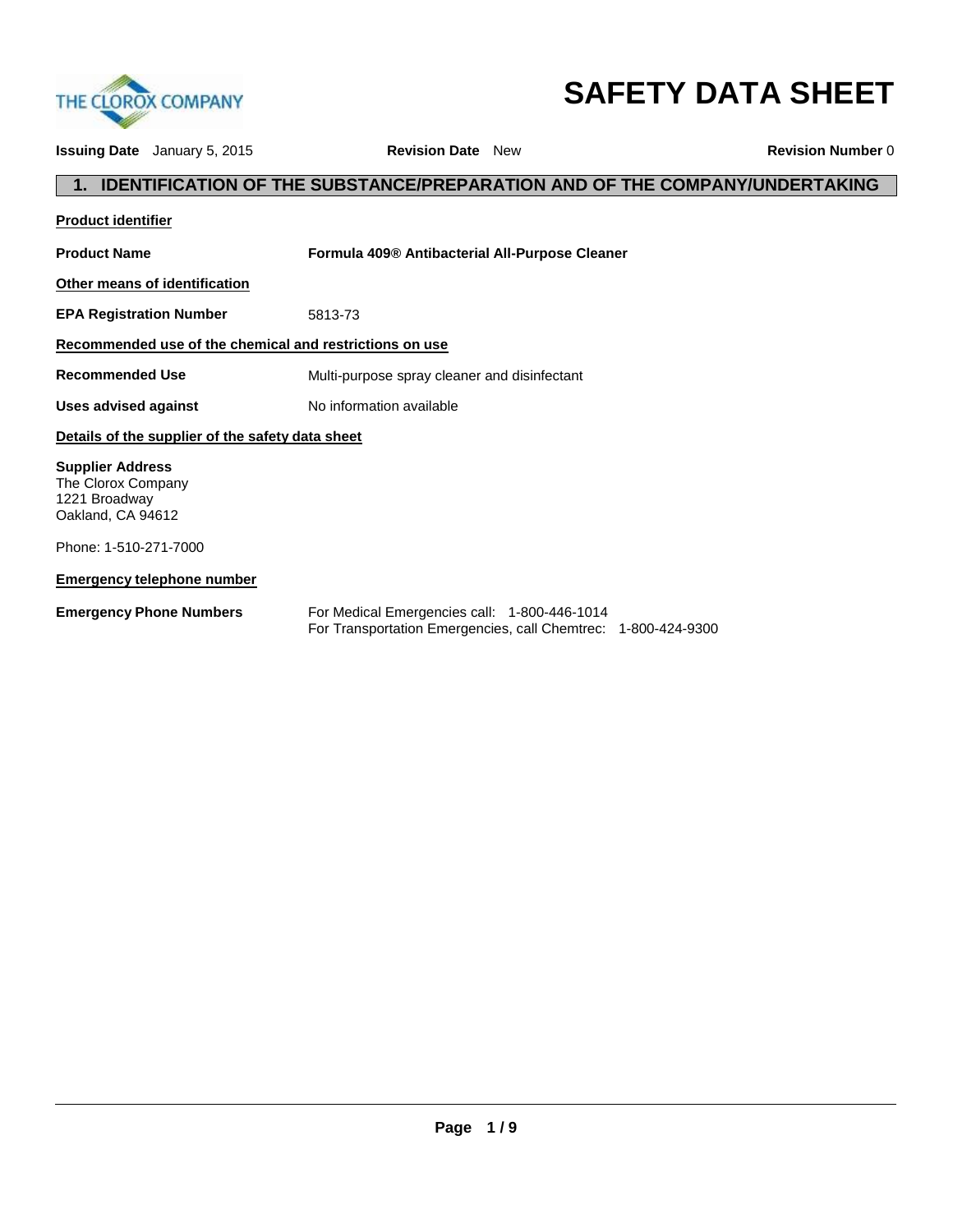THE CLOROX COMPANY

# SAFETY DATA SHEET

**Issuing Date** January 5, 2015 **Revision Date** New **Revision Number** 0

## 1. IDENTIFICATION OF THE SUBSTANCE/PREPARATION AND OF THE COMPANY/UNDERTAKING

**Product identifier**

**Product Name** **Formula 409® Antibacterial All-Purpose Cleaner**

**Other means of identification**

**EPA Registration Number** 5813-73

**Recommended use of the chemical and restrictions on use**

**Recommended Use** Multi-purpose spray cleaner and disinfectant

**Uses advised against** No information available

**Details of the supplier of the safety data sheet**

**Supplier Address**
The Clorox Company
1221 Broadway
Oakland, CA 94612

Phone: 1-510-271-7000

**Emergency telephone number**

**Emergency Phone Numbers** For Medical Emergencies call: 1-800-446-1014
For Transportation Emergencies, call Chemtrec: 1-800-424-9300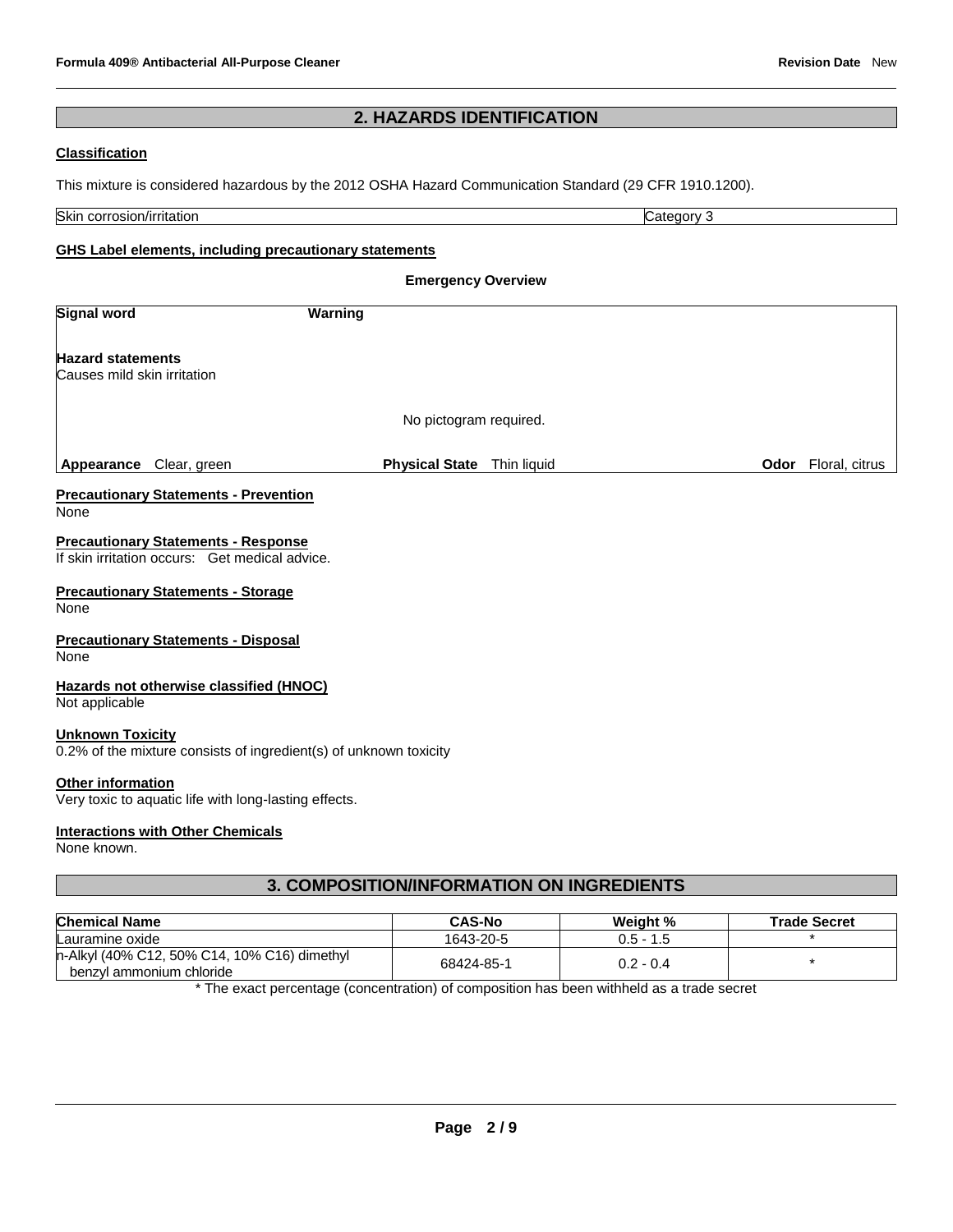## 2. HAZARDS IDENTIFICATION

**Classification**

This mixture is considered hazardous by the 2012 OSHA Hazard Communication Standard (29 CFR 1910.1200).

| Skin corrosion/irritation | Category 3 |
|---|---|

**GHS Label elements, including precautionary statements**

**Emergency Overview**

**Signal word** Warning

**Hazard statements**
Causes mild skin irritation

No pictogram required.

| **Appearance** Clear, green | **Physical State** Thin liquid | **Odor** Floral, citrus |
|---|---|---|

**Precautionary Statements - Prevention**
None

**Precautionary Statements - Response**
If skin irritation occurs: Get medical advice.

**Precautionary Statements - Storage**
None

**Precautionary Statements - Disposal**
None

**Hazards not otherwise classified (HNOC)**
Not applicable

**Unknown Toxicity**
0.2% of the mixture consists of ingredient(s) of unknown toxicity

**Other information**
Very toxic to aquatic life with long-lasting effects.

**Interactions with Other Chemicals**
None known.

## 3. COMPOSITION/INFORMATION ON INGREDIENTS

| Chemical Name | CAS-No | Weight % | Trade Secret |
|---|---|---|---|
| Lauramine oxide | 1643-20-5 | 0.5 - 1.5 | * |
| n-Alkyl (40% C12, 50% C14, 10% C16) dimethyl benzyl ammonium chloride | 68424-85-1 | 0.2 - 0.4 | * |

* The exact percentage (concentration) of composition has been withheld as a trade secret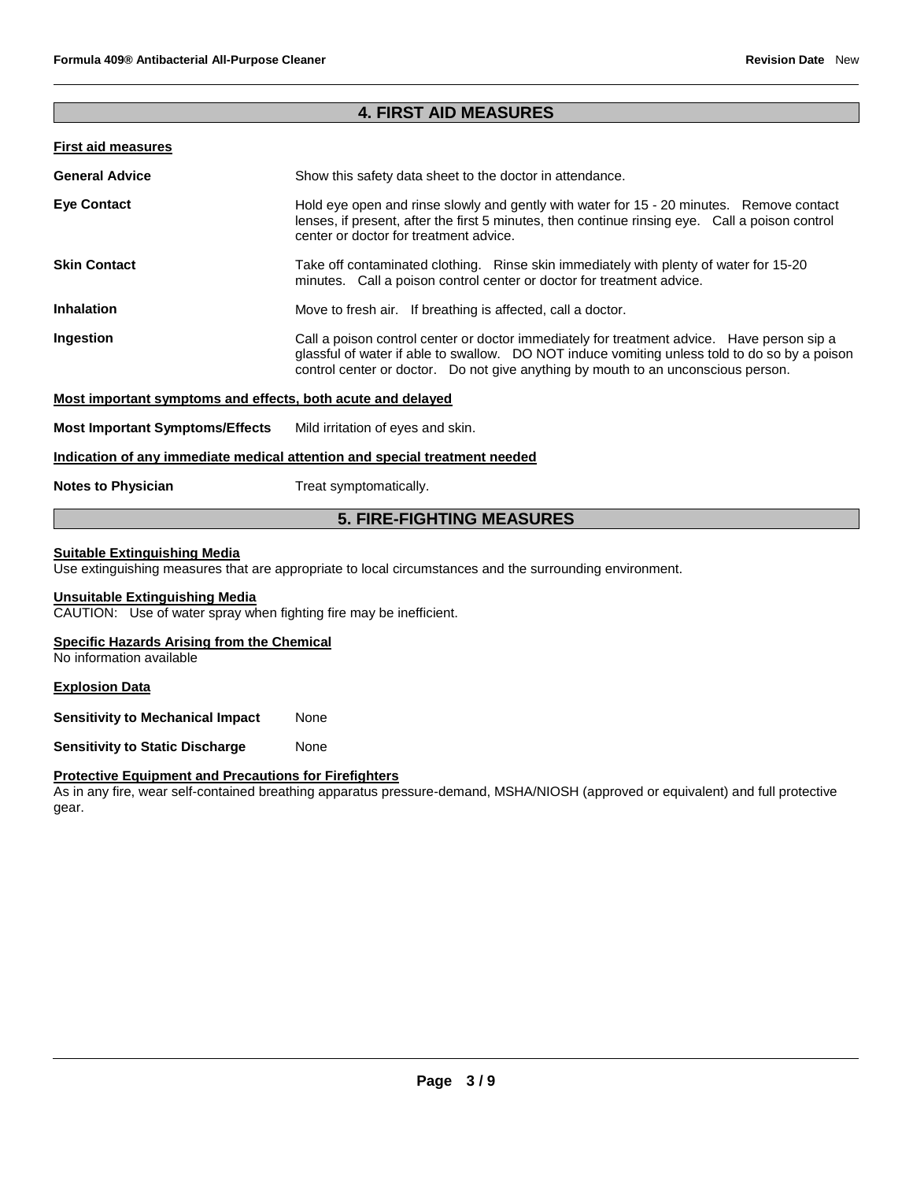## 4. FIRST AID MEASURES

### First aid measures

**General Advice** Show this safety data sheet to the doctor in attendance.

**Eye Contact** Hold eye open and rinse slowly and gently with water for 15 - 20 minutes. Remove contact lenses, if present, after the first 5 minutes, then continue rinsing eye. Call a poison control center or doctor for treatment advice.

**Skin Contact** Take off contaminated clothing. Rinse skin immediately with plenty of water for 15-20 minutes. Call a poison control center or doctor for treatment advice.

**Inhalation** Move to fresh air. If breathing is affected, call a doctor.

**Ingestion** Call a poison control center or doctor immediately for treatment advice. Have person sip a glassful of water if able to swallow. DO NOT induce vomiting unless told to do so by a poison control center or doctor. Do not give anything by mouth to an unconscious person.

### Most important symptoms and effects, both acute and delayed

**Most Important Symptoms/Effects** Mild irritation of eyes and skin.

### Indication of any immediate medical attention and special treatment needed

**Notes to Physician** Treat symptomatically.

## 5. FIRE-FIGHTING MEASURES

### Suitable Extinguishing Media

Use extinguishing measures that are appropriate to local circumstances and the surrounding environment.

### Unsuitable Extinguishing Media

CAUTION: Use of water spray when fighting fire may be inefficient.

### Specific Hazards Arising from the Chemical

No information available

### Explosion Data

**Sensitivity to Mechanical Impact** None

**Sensitivity to Static Discharge** None

### Protective Equipment and Precautions for Firefighters

As in any fire, wear self-contained breathing apparatus pressure-demand, MSHA/NIOSH (approved or equivalent) and full protective gear.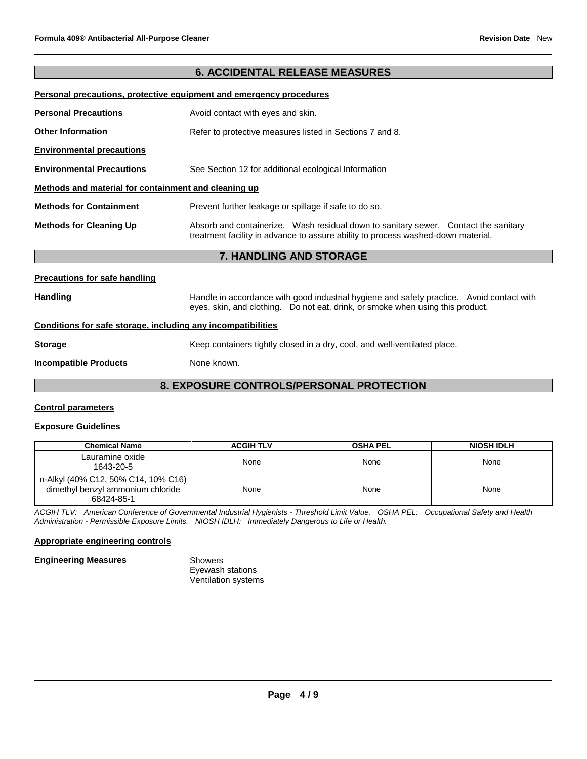## 6. ACCIDENTAL RELEASE MEASURES

**Personal precautions, protective equipment and emergency procedures**

**Personal Precautions** Avoid contact with eyes and skin.

**Other Information** Refer to protective measures listed in Sections 7 and 8.

**Environmental precautions**

**Environmental Precautions** See Section 12 for additional ecological Information

**Methods and material for containment and cleaning up**

**Methods for Containment** Prevent further leakage or spillage if safe to do so.

**Methods for Cleaning Up** Absorb and containerize. Wash residual down to sanitary sewer. Contact the sanitary treatment facility in advance to assure ability to process washed-down material.

## 7. HANDLING AND STORAGE

**Precautions for safe handling**

**Handling** Handle in accordance with good industrial hygiene and safety practice. Avoid contact with eyes, skin, and clothing. Do not eat, drink, or smoke when using this product.

**Conditions for safe storage, including any incompatibilities**

**Storage** Keep containers tightly closed in a dry, cool, and well-ventilated place.

**Incompatible Products** None known.

## 8. EXPOSURE CONTROLS/PERSONAL PROTECTION

**Control parameters**

**Exposure Guidelines**

| Chemical Name | ACGIH TLV | OSHA PEL | NIOSH IDLH |
|---|---|---|---|
| Lauramine oxide 1643-20-5 | None | None | None |
| n-Alkyl (40% C12, 50% C14, 10% C16) dimethyl benzyl ammonium chloride 68424-85-1 | None | None | None |

*ACGIH TLV: American Conference of Governmental Industrial Hygienists - Threshold Limit Value. OSHA PEL: Occupational Safety and Health Administration - Permissible Exposure Limits. NIOSH IDLH: Immediately Dangerous to Life or Health.*

**Appropriate engineering controls**

**Engineering Measures** Showers
Eyewash stations
Ventilation systems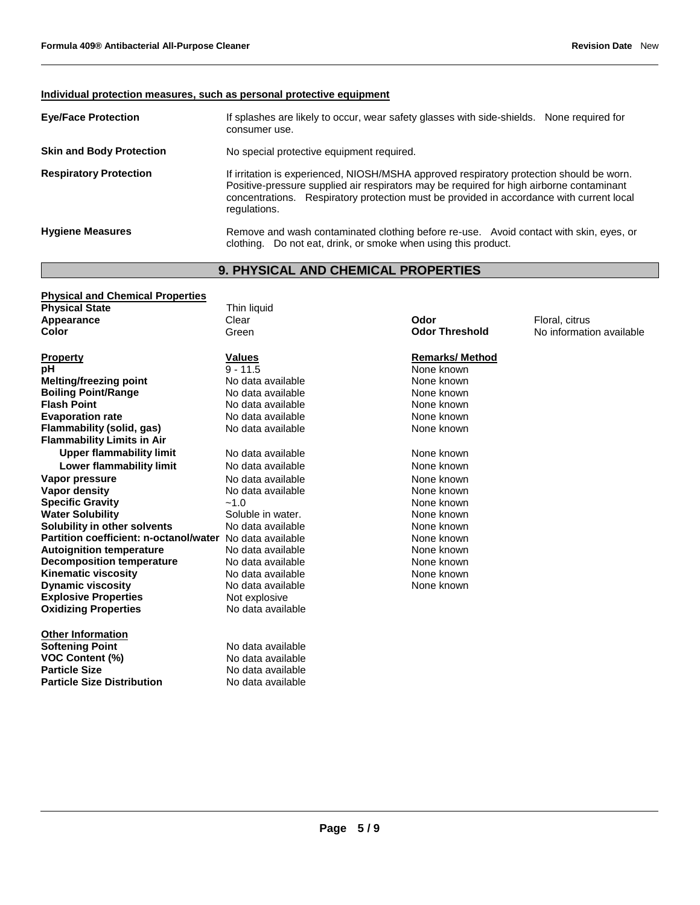#### Individual protection measures, such as personal protective equipment

**Eye/Face Protection** — If splashes are likely to occur, wear safety glasses with side-shields. None required for consumer use.

**Skin and Body Protection** — No special protective equipment required.

**Respiratory Protection** — If irritation is experienced, NIOSH/MSHA approved respiratory protection should be worn. Positive-pressure supplied air respirators may be required for high airborne contaminant concentrations. Respiratory protection must be provided in accordance with current local regulations.

**Hygiene Measures** — Remove and wash contaminated clothing before re-use. Avoid contact with skin, eyes, or clothing. Do not eat, drink, or smoke when using this product.

## 9. PHYSICAL AND CHEMICAL PROPERTIES

#### Physical and Chemical Properties

| | | | |
|---|---|---|---|
| **Physical State** | Thin liquid | | |
| **Appearance** | Clear | **Odor** | Floral, citrus |
| **Color** | Green | **Odor Threshold** | No information available |

| **Property** | **Values** | **Remarks/ Method** |
|---|---|---|
| **pH** | 9 - 11.5 | None known |
| **Melting/freezing point** | No data available | None known |
| **Boiling Point/Range** | No data available | None known |
| **Flash Point** | No data available | None known |
| **Evaporation rate** | No data available | None known |
| **Flammability (solid, gas)** | No data available | None known |
| **Flammability Limits in Air** | | |
| **Upper flammability limit** | No data available | None known |
| **Lower flammability limit** | No data available | None known |
| **Vapor pressure** | No data available | None known |
| **Vapor density** | No data available | None known |
| **Specific Gravity** | ~1.0 | None known |
| **Water Solubility** | Soluble in water. | None known |
| **Solubility in other solvents** | No data available | None known |
| **Partition coefficient: n-octanol/water** | No data available | None known |
| **Autoignition temperature** | No data available | None known |
| **Decomposition temperature** | No data available | None known |
| **Kinematic viscosity** | No data available | None known |
| **Dynamic viscosity** | No data available | None known |
| **Explosive Properties** | Not explosive | |
| **Oxidizing Properties** | No data available | |

#### Other Information

| | |
|---|---|
| **Softening Point** | No data available |
| **VOC Content (%)** | No data available |
| **Particle Size** | No data available |
| **Particle Size Distribution** | No data available |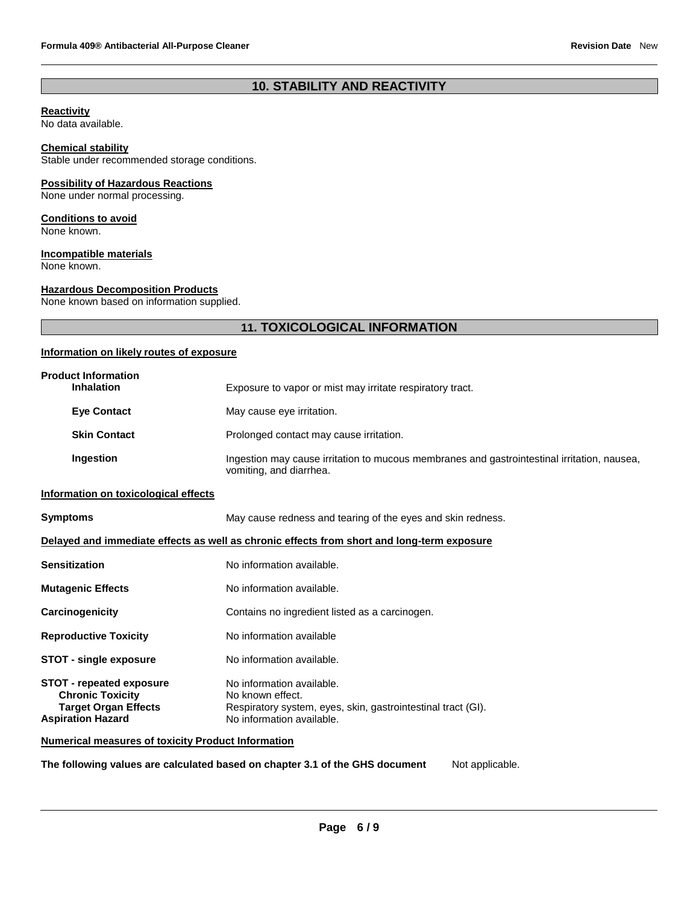## 10. STABILITY AND REACTIVITY

**Reactivity**
No data available.

**Chemical stability**
Stable under recommended storage conditions.

**Possibility of Hazardous Reactions**
None under normal processing.

**Conditions to avoid**
None known.

**Incompatible materials**
None known.

**Hazardous Decomposition Products**
None known based on information supplied.

## 11. TOXICOLOGICAL INFORMATION

**Information on likely routes of exposure**

**Product Information**

| | |
|---|---|
| **Inhalation** | Exposure to vapor or mist may irritate respiratory tract. |
| **Eye Contact** | May cause eye irritation. |
| **Skin Contact** | Prolonged contact may cause irritation. |
| **Ingestion** | Ingestion may cause irritation to mucous membranes and gastrointestinal irritation, nausea, vomiting, and diarrhea. |

**Information on toxicological effects**

| | |
|---|---|
| **Symptoms** | May cause redness and tearing of the eyes and skin redness. |

**Delayed and immediate effects as well as chronic effects from short and long-term exposure**

| | |
|---|---|
| **Sensitization** | No information available. |
| **Mutagenic Effects** | No information available. |
| **Carcinogenicity** | Contains no ingredient listed as a carcinogen. |
| **Reproductive Toxicity** | No information available |
| **STOT - single exposure** | No information available. |
| **STOT - repeated exposure** | No information available. |
| **Chronic Toxicity** | No known effect. |
| **Target Organ Effects** | Respiratory system, eyes, skin, gastrointestinal tract (GI). |
| **Aspiration Hazard** | No information available. |

**Numerical measures of toxicity Product Information**

**The following values are calculated based on chapter 3.1 of the GHS document** Not applicable.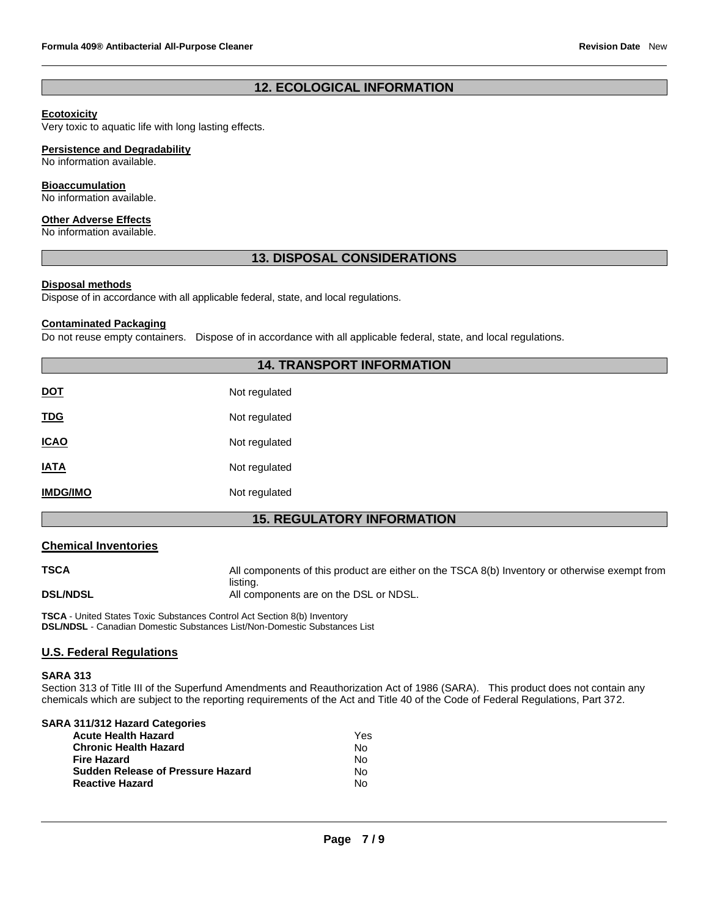## 12. ECOLOGICAL INFORMATION

**Ecotoxicity**
Very toxic to aquatic life with long lasting effects.

**Persistence and Degradability**
No information available.

**Bioaccumulation**
No information available.

**Other Adverse Effects**
No information available.

## 13. DISPOSAL CONSIDERATIONS

**Disposal methods**
Dispose of in accordance with all applicable federal, state, and local regulations.

**Contaminated Packaging**
Do not reuse empty containers. Dispose of in accordance with all applicable federal, state, and local regulations.

## 14. TRANSPORT INFORMATION

| | |
|---|---|
| **DOT** | Not regulated |
| **TDG** | Not regulated |
| **ICAO** | Not regulated |
| **IATA** | Not regulated |
| **IMDG/IMO** | Not regulated |

## 15. REGULATORY INFORMATION

### Chemical Inventories

| | |
|---|---|
| **TSCA** | All components of this product are either on the TSCA 8(b) Inventory or otherwise exempt from listing. |
| **DSL/NDSL** | All components are on the DSL or NDSL. |

**TSCA** - United States Toxic Substances Control Act Section 8(b) Inventory
**DSL/NDSL** - Canadian Domestic Substances List/Non-Domestic Substances List

### U.S. Federal Regulations

**SARA 313**
Section 313 of Title III of the Superfund Amendments and Reauthorization Act of 1986 (SARA). This product does not contain any chemicals which are subject to the reporting requirements of the Act and Title 40 of the Code of Federal Regulations, Part 372.

**SARA 311/312 Hazard Categories**

| | |
|---|---|
| **Acute Health Hazard** | Yes |
| **Chronic Health Hazard** | No |
| **Fire Hazard** | No |
| **Sudden Release of Pressure Hazard** | No |
| **Reactive Hazard** | No |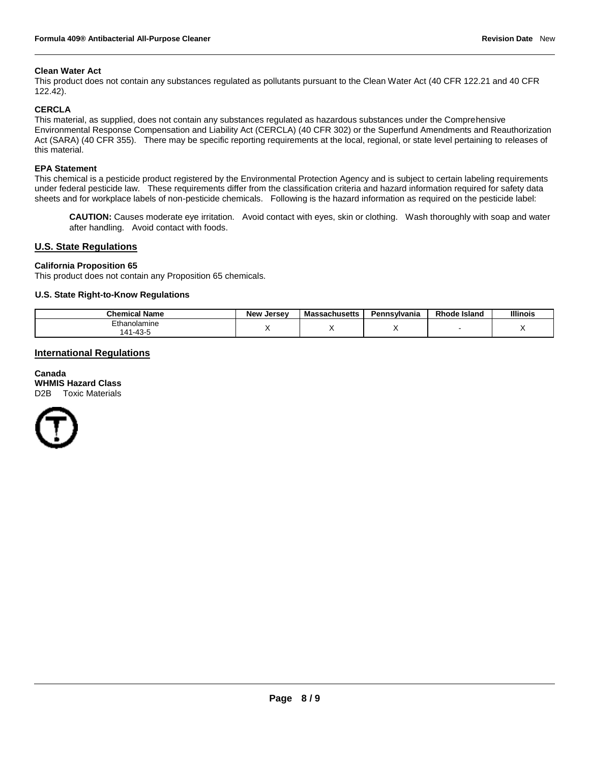**Clean Water Act**

This product does not contain any substances regulated as pollutants pursuant to the Clean Water Act (40 CFR 122.21 and 40 CFR 122.42).

**CERCLA**

This material, as supplied, does not contain any substances regulated as hazardous substances under the Comprehensive Environmental Response Compensation and Liability Act (CERCLA) (40 CFR 302) or the Superfund Amendments and Reauthorization Act (SARA) (40 CFR 355). There may be specific reporting requirements at the local, regional, or state level pertaining to releases of this material.

**EPA Statement**

This chemical is a pesticide product registered by the Environmental Protection Agency and is subject to certain labeling requirements under federal pesticide law. These requirements differ from the classification criteria and hazard information required for safety data sheets and for workplace labels of non-pesticide chemicals. Following is the hazard information as required on the pesticide label:

> **CAUTION:** Causes moderate eye irritation. Avoid contact with eyes, skin or clothing. Wash thoroughly with soap and water after handling. Avoid contact with foods.

## U.S. State Regulations

**California Proposition 65**

This product does not contain any Proposition 65 chemicals.

**U.S. State Right-to-Know Regulations**

| Chemical Name | New Jersey | Massachusetts | Pennsylvania | Rhode Island | Illinois |
|---|---|---|---|---|---|
| Ethanolamine 141-43-5 | X | X | X | - | X |

## International Regulations

**Canada**
**WHMIS Hazard Class**
D2B Toxic Materials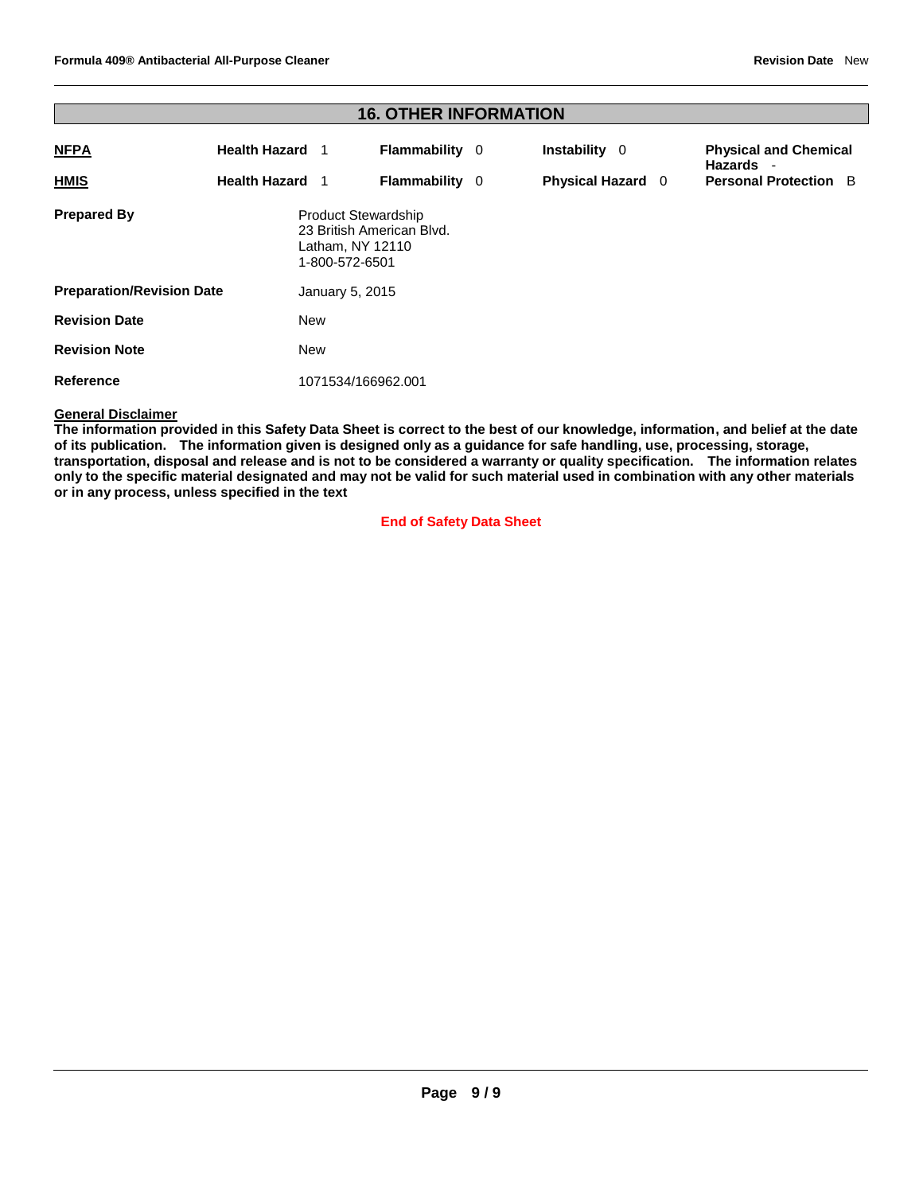## 16. OTHER INFORMATION

| | | | | |
|---|---|---|---|---|
| **NFPA** | **Health Hazard** 1 | **Flammability** 0 | **Instability** 0 | **Physical and Chemical Hazards** - |
| **HMIS** | **Health Hazard** 1 | **Flammability** 0 | **Physical Hazard** 0 | **Personal Protection** B |

**Prepared By**
Product Stewardship
23 British American Blvd.
Latham, NY 12110
1-800-572-6501

**Preparation/Revision Date** January 5, 2015

**Revision Date** New

**Revision Note** New

**Reference** 1071534/166962.001

**General Disclaimer**

**The information provided in this Safety Data Sheet is correct to the best of our knowledge, information, and belief at the date of its publication. The information given is designed only as a guidance for safe handling, use, processing, storage, transportation, disposal and release and is not to be considered a warranty or quality specification. The information relates only to the specific material designated and may not be valid for such material used in combination with any other materials or in any process, unless specified in the text**

**End of Safety Data Sheet**